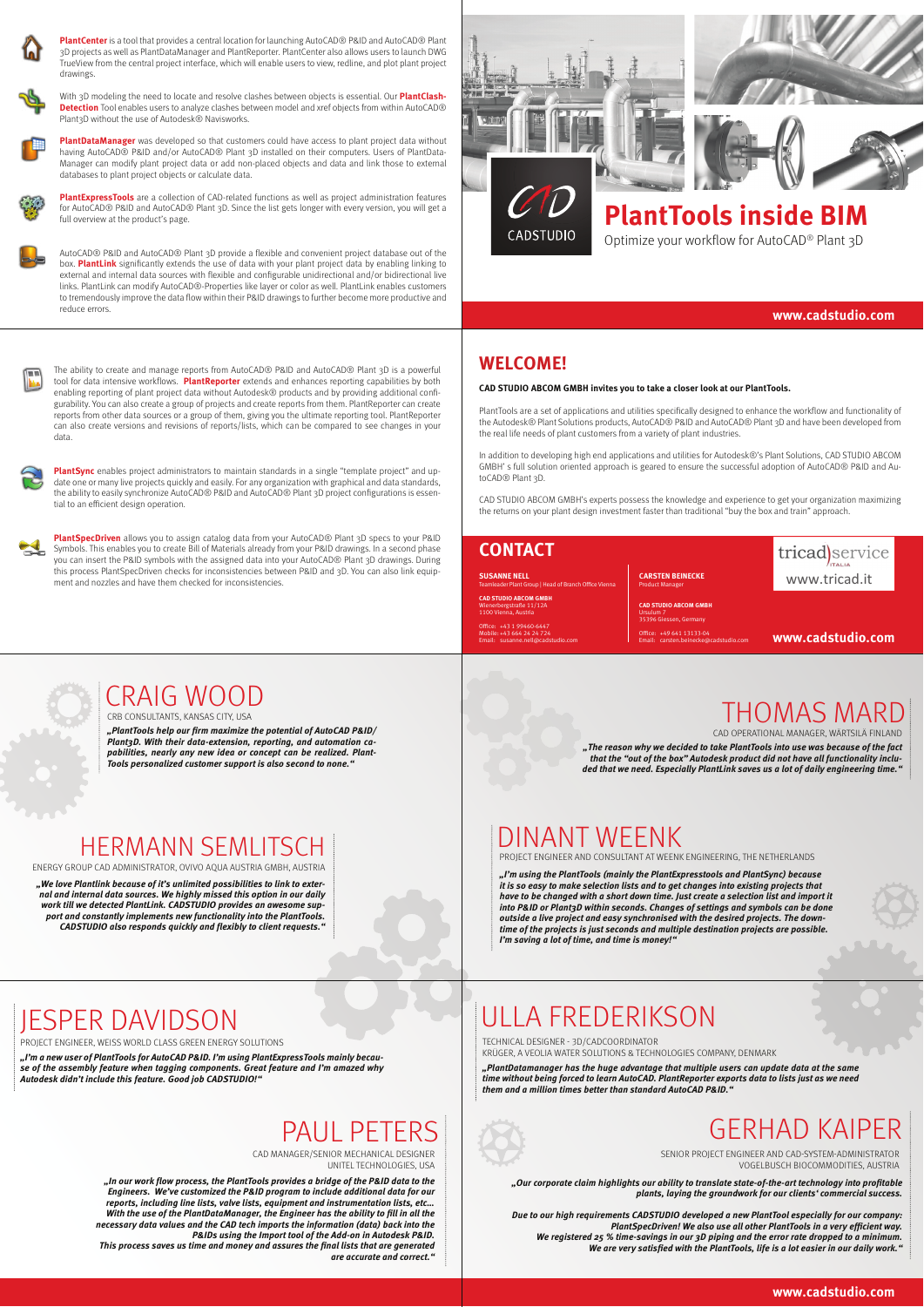# PlantTools inside BIM

Optimize your workflow for AutoCAD® Plant 3D

CADSTUDIO

www.cadstudio.com

**PlantCenter** is a tool that provides a central location for launching AutoCAD® P&ID and AutoCAD® Plant 3D projects as well as PlantDataManager and PlantReporter. PlantCenter also allows users to launch DWG TrueView from the central project interface, which will enable users to view, redline, and plot plant project drawings.

With 3D modeling the need to locate and resolve clashes between objects is essential. Our **PlantClash-Detection** Tool enables users to analyze clashes between model and xref objects from within AutoCAD® Plant3D without the use of Autodesk® Navisworks.

**PlantDataManager** was developed so that customers could have access to plant project data without having AutoCAD® P&ID and/or AutoCAD® Plant 3D installed on their computers. Users of PlantData-Manager can modify plant project data or add non-placed objects and data and link those to external databases to plant project objects or calculate data.

**PlantExpressTools** are a collection of CAD-related functions as well as project administration features for AutoCAD® P&ID and AutoCAD® Plant 3D. Since the list gets longer with every version, you will get a full overview at the product's page.

AutoCAD® P&ID and AutoCAD® Plant 3D provide a flexible and convenient project database out of the box. **PlantLink** significantly extends the use of data with your plant project data by enabling linking to external and internal data sources with flexible and configurable unidirectional and/or bidirectional live links. PlantLink can modify AutoCAD®-Properties like layer or color as well. PlantLink enables customers to tremendously improve the data flow within their P&ID drawings to further become more productive and reduce errors.

The ability to create and manage reports from AutoCAD® P&ID and AutoCAD® Plant 3D is a powerful tool for data intensive workflows. **PlantReporter** extends and enhances reporting capabilities by both enabling reporting of plant project data without Autodesk® products and by providing additional configurability. You can also create a group of projects and create reports from them. PlantReporter can create reports from other data sources or a group of them, giving you the ultimate reporting tool. PlantReporter can also create versions and revisions of reports/lists, which can be compared to see changes in your data.

**PlantSync** enables project administrators to maintain standards in a single "template project" and update one or many live projects quickly and easily. For any organization with graphical and data standards, the ability to easily synchronize AutoCAD® P&ID and AutoCAD® Plant 3D project configurations is essential to an efficient design operation.

**PlantSpecDriven** allows you to assign catalog data from your AutoCAD® Plant 3D specs to your P&ID Symbols. This enables you to create Bill of Materials already from your P&ID drawings. In a second phase you can insert the P&ID symbols with the assigned data into your AutoCAD® Plant 3D drawings. During this process PlantSpecDriven checks for inconsistencies between P&ID and 3D. You can also link equipment and nozzles and have them checked for inconsistencies.

## WELCOME!

**CAD STUDIO ABCOM GMBH invites you to take a closer look at our PlantTools.**

PlantTools are a set of applications and utilities specifically designed to enhance the workflow and functionality of the Autodesk® Plant Solutions products, AutoCAD® P&ID and AutoCAD® Plant 3D and have been developed from the real life needs of plant customers from a variety of plant industries.

In addition to developing high end applications and utilities for Autodesk®'s Plant Solutions, CAD STUDIO ABCOM GMBH' s full solution oriented approach is geared to ensure the successful adoption of AutoCAD® P&ID and AutoCAD® Plant 3D.

CAD STUDIO ABCOM GMBH's experts possess the knowledge and experience to get your organization maximizing the returns on your plant design investment faster than traditional "buy the box and train" approach.

## CONTACT

**SUSANNE NELL**
Teamleader Plant Group | Head of Branch Office Vienna

**CAD STUDIO ABCOM GMBH**
Wienerbergstraße 11/12A
1100 Vienna, Austria

Office: +43 1 99460-6447
Mobile: +43 664 24 24 724
Email: susanne.nell@cadstudio.com

**CARSTEN BEINECKE**
Product Manager

**CAD STUDIO ABCOM GMBH**
Ursulum 7
35396 Giessen, Germany

Office: +49 641 13133-04
Email: carsten.beinecke@cadstudio.com

tricad)service ITALIA
www.tricad.it

www.cadstudio.com

## CRAIG WOOD

CRB CONSULTANTS, KANSAS CITY, USA

***„PlantTools help our firm maximize the potential of AutoCAD P&ID/ Plant3D. With their data-extension, reporting, and automation capabilities, nearly any new idea or concept can be realized. PlantTools personalized customer support is also second to none."***

## THOMAS MARD

CAD OPERATIONAL MANAGER, WÄRTSILÄ FINLAND

***„The reason why we decided to take PlantTools into use was because of the fact that the "out of the box" Autodesk product did not have all functionality included that we need. Especially PlantLink saves us a lot of daily engineering time."***

## HERMANN SEMLITSCH

ENERGY GROUP CAD ADMINISTRATOR, OVIVO AQUA AUSTRIA GMBH, AUSTRIA

***„We love Plantlink because of it's unlimited possibilities to link to external and internal data sources. We highly missed this option in our daily work till we detected PlantLink. CADSTUDIO provides an awesome support and constantly implements new functionality into the PlantTools. CADSTUDIO also responds quickly and flexibly to client requests."***

## DINANT WEENK

PROJECT ENGINEER AND CONSULTANT AT WEENK ENGINEERING, THE NETHERLANDS

***„I'm using the PlantTools (mainly the PlantExpresstools and PlantSync) because it is so easy to make selection lists and to get changes into existing projects that have to be changed with a short down time. Just create a selection list and import it into P&ID or Plant3D within seconds. Changes of settings and symbols can be done outside a live project and easy synchronised with the desired projects. The downtime of the projects is just seconds and multiple destination projects are possible. I'm saving a lot of time, and time is money!"***

## JESPER DAVIDSON

PROJECT ENGINEER, WEISS WORLD CLASS GREEN ENERGY SOLUTIONS

***„I'm a new user of PlantTools for AutoCAD P&ID. I'm using PlantExpressTools mainly because of the assembly feature when tagging components. Great feature and I'm amazed why Autodesk didn't include this feature. Good job CADSTUDIO!"***

## ULLA FREDERIKSON

TECHNICAL DESIGNER - 3D/CADCOORDINATOR
KRÜGER, A VEOLIA WATER SOLUTIONS & TECHNOLOGIES COMPANY, DENMARK

***„PlantDatamanager has the huge advantage that multiple users can update data at the same time without being forced to learn AutoCAD. PlantReporter exports data to lists just as we need them and a million times better than standard AutoCAD P&ID."***

## PAUL PETERS

CAD MANAGER/SENIOR MECHANICAL DESIGNER
UNITEL TECHNOLOGIES, USA

***„In our work flow process, the PlantTools provides a bridge of the P&ID data to the Engineers. We've customized the P&ID program to include additional data for our reports, including line lists, valve lists, equipment and instrumentation lists, etc... With the use of the PlantDataManager, the Engineer has the ability to fill in all the necessary data values and the CAD tech imports the information (data) back into the P&IDs using the Import tool of the Add-on in Autodesk P&ID. This process saves us time and money and assures the final lists that are generated are accurate and correct."***

## GERHAD KAIPER

SENIOR PROJECT ENGINEER AND CAD-SYSTEM-ADMINISTRATOR
VOGELBUSCH BIOCOMMODITIES, AUSTRIA

***„Our corporate claim highlights our ability to translate state-of-the-art technology into profitable plants, laying the groundwork for our clients' commercial success.***

***Due to our high requirements CADSTUDIO developed a new PlantTool especially for our company: PlantSpecDriven! We also use all other PlantTools in a very efficient way. We registered 25 % time-savings in our 3D piping and the error rate dropped to a minimum. We are very satisfied with the PlantTools, life is a lot easier in our daily work."***

www.cadstudio.com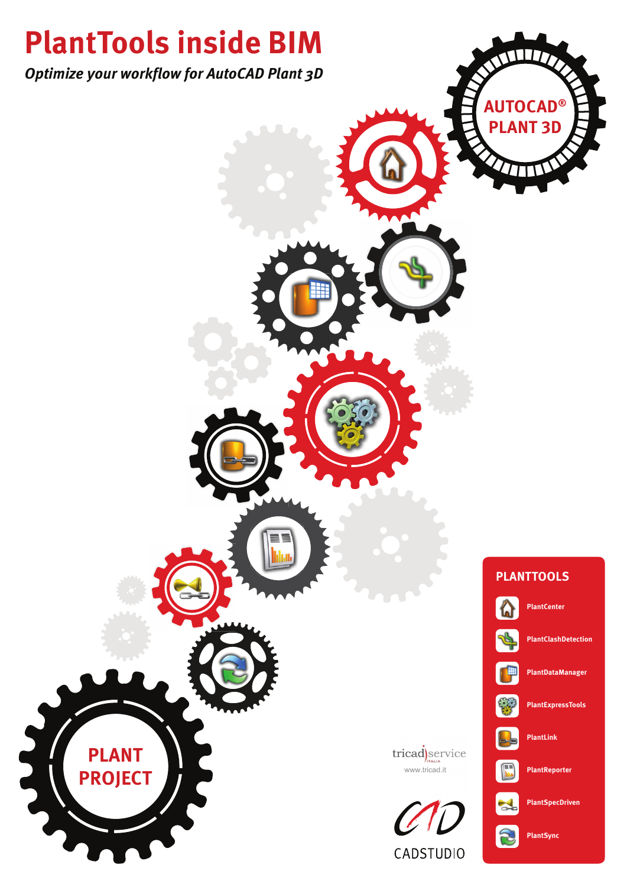# PlantTools inside BIM

*Optimize your workflow for AutoCAD Plant 3D*

AUTOCAD® PLANT 3D

PLANT PROJECT

## PLANTTOOLS

- PlantCenter
- PlantClashDetection
- PlantDataManager
- PlantExpressTools
- PlantLink
- PlantReporter
- PlantSpecDriven
- PlantSync

tricad service ITALIA
www.tricad.it

CADSTUDIO